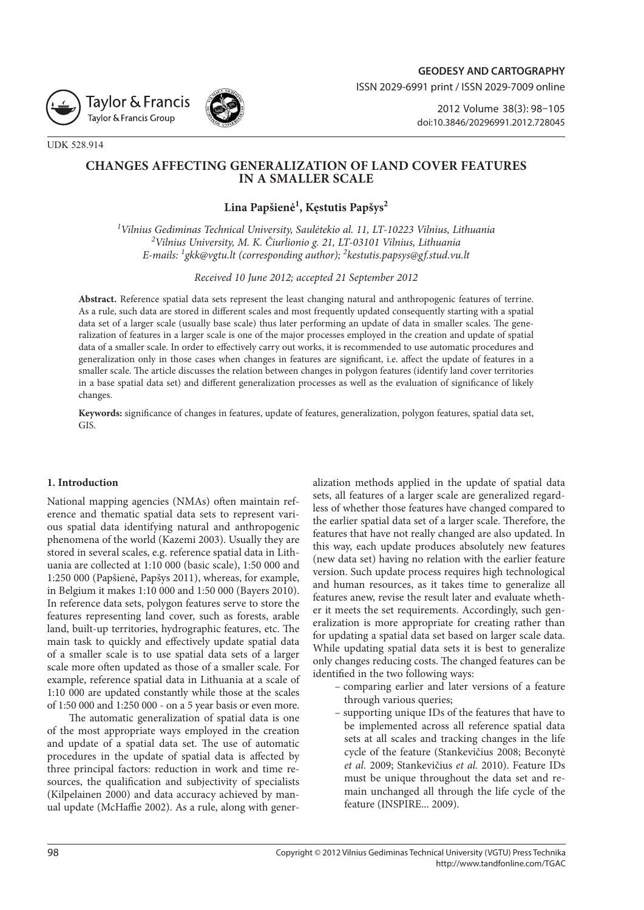UDK 528.914

# CHANGES AFFECTING GENERALIZATION OF LAND COVER FEATURES IN A SMALLER SCALE

**Lina Papšienė[1], Kęstutis Papšys[2]**

*[1]Vilnius Gediminas Technical University, Saulėtekio al. 11, LT-10223 Vilnius, Lithuania*
*[2]Vilnius University, M. K. Čiurlionio g. 21, LT-03101 Vilnius, Lithuania*
*E-mails: [1]gkk@vgtu.lt (corresponding author); [2]kestutis.papsys@gf.stud.vu.lt*

*Received 10 June 2012; accepted 21 September 2012*

**Abstract.** Reference spatial data sets represent the least changing natural and anthropogenic features of terrine. As a rule, such data are stored in different scales and most frequently updated consequently starting with a spatial data set of a larger scale (usually base scale) thus later performing an update of data in smaller scales. The generalization of features in a larger scale is one of the major processes employed in the creation and update of spatial data of a smaller scale. In order to effectively carry out works, it is recommended to use automatic procedures and generalization only in those cases when changes in features are significant, i.e. affect the update of features in a smaller scale. The article discusses the relation between changes in polygon features (identify land cover territories in a base spatial data set) and different generalization processes as well as the evaluation of significance of likely changes.

**Keywords:** significance of changes in features, update of features, generalization, polygon features, spatial data set, GIS.

## 1. Introduction

National mapping agencies (NMAs) often maintain reference and thematic spatial data sets to represent various spatial data identifying natural and anthropogenic phenomena of the world (Kazemi 2003). Usually they are stored in several scales, e.g. reference spatial data in Lithuania are collected at 1:10 000 (basic scale), 1:50 000 and 1:250 000 (Papšienė, Papšys 2011), whereas, for example, in Belgium it makes 1:10 000 and 1:50 000 (Bayers 2010). In reference data sets, polygon features serve to store the features representing land cover, such as forests, arable land, built-up territories, hydrographic features, etc. The main task to quickly and effectively update spatial data of a smaller scale is to use spatial data sets of a larger scale more often updated as those of a smaller scale. For example, reference spatial data in Lithuania at a scale of 1:10 000 are updated constantly while those at the scales of 1:50 000 and 1:250 000 - on a 5 year basis or even more.

The automatic generalization of spatial data is one of the most appropriate ways employed in the creation and update of a spatial data set. The use of automatic procedures in the update of spatial data is affected by three principal factors: reduction in work and time resources, the qualification and subjectivity of specialists (Kilpelainen 2000) and data accuracy achieved by manual update (McHaffie 2002). As a rule, along with generalization methods applied in the update of spatial data sets, all features of a larger scale are generalized regardless of whether those features have changed compared to the earlier spatial data set of a larger scale. Therefore, the features that have not really changed are also updated. In this way, each update produces absolutely new features (new data set) having no relation with the earlier feature version. Such update process requires high technological and human resources, as it takes time to generalize all features anew, revise the result later and evaluate whether it meets the set requirements. Accordingly, such generalization is more appropriate for creating rather than for updating a spatial data set based on larger scale data. While updating spatial data sets it is best to generalize only changes reducing costs. The changed features can be identified in the two following ways:

- comparing earlier and later versions of a feature through various queries;
- supporting unique IDs of the features that have to be implemented across all reference spatial data sets at all scales and tracking changes in the life cycle of the feature (Stankevičius 2008; Beconytė *et al.* 2009; Stankevičius *et al.* 2010). Feature IDs must be unique throughout the data set and remain unchanged all through the life cycle of the feature (INSPIRE... 2009).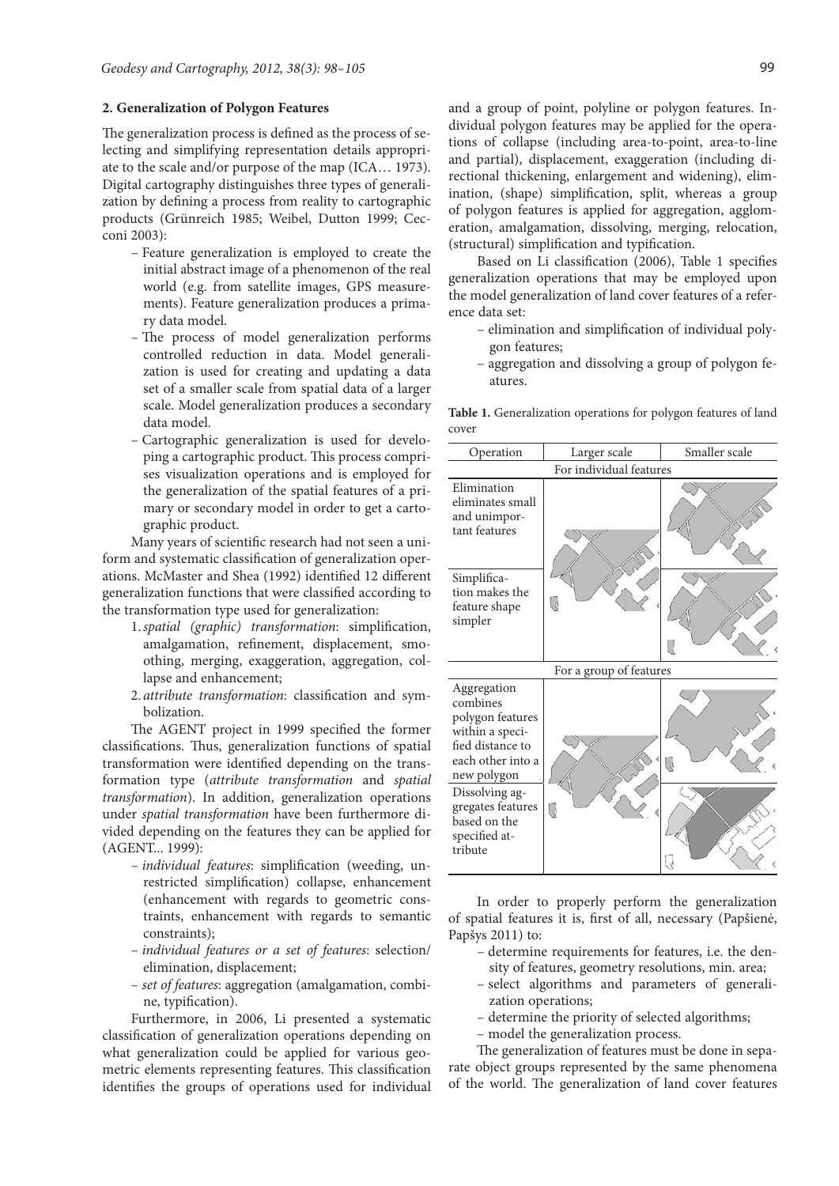## 2. Generalization of Polygon Features

The generalization process is defined as the process of selecting and simplifying representation details appropriate to the scale and/or purpose of the map (ICA… 1973). Digital cartography distinguishes three types of generalization by defining a process from reality to cartographic products (Grünreich 1985; Weibel, Dutton 1999; Cecconi 2003):

- Feature generalization is employed to create the initial abstract image of a phenomenon of the real world (e.g. from satellite images, GPS measurements). Feature generalization produces a primary data model.
- The process of model generalization performs controlled reduction in data. Model generalization is used for creating and updating a data set of a smaller scale from spatial data of a larger scale. Model generalization produces a secondary data model.
- Cartographic generalization is used for developing a cartographic product. This process comprises visualization operations and is employed for the generalization of the spatial features of a primary or secondary model in order to get a cartographic product.

Many years of scientific research had not seen a uniform and systematic classification of generalization operations. McMaster and Shea (1992) identified 12 different generalization functions that were classified according to the transformation type used for generalization:

1. *spatial (graphic) transformation*: simplification, amalgamation, refinement, displacement, smoothing, merging, exaggeration, aggregation, collapse and enhancement;
2. *attribute transformation*: classification and symbolization.

The AGENT project in 1999 specified the former classifications. Thus, generalization functions of spatial transformation were identified depending on the transformation type (*attribute transformation* and *spatial transformation*). In addition, generalization operations under *spatial transformation* have been furthermore divided depending on the features they can be applied for (AGENT... 1999):

- *individual features*: simplification (weeding, unrestricted simplification) collapse, enhancement (enhancement with regards to geometric constraints, enhancement with regards to semantic constraints);
- *individual features or a set of features*: selection/elimination, displacement;
- *set of features*: aggregation (amalgamation, combine, typification).

Furthermore, in 2006, Li presented a systematic classification of generalization operations depending on what generalization could be applied for various geometric elements representing features. This classification identifies the groups of operations used for individual and a group of point, polyline or polygon features. Individual polygon features may be applied for the operations of collapse (including area-to-point, area-to-line and partial), displacement, exaggeration (including directional thickening, enlargement and widening), elimination, (shape) simplification, split, whereas a group of polygon features is applied for aggregation, agglomeration, amalgamation, dissolving, merging, relocation, (structural) simplification and typification.

Based on Li classification (2006), Table 1 specifies generalization operations that may be employed upon the model generalization of land cover features of a reference data set:

- elimination and simplification of individual polygon features;
- aggregation and dissolving a group of polygon features.

**Table 1.** Generalization operations for polygon features of land cover

| Operation | Larger scale | Smaller scale |
|---|---|---|
| For individual features | | |
| Elimination eliminates small and unimportant features | | |
| Simplification makes the feature shape simpler | | |
| For a group of features | | |
| Aggregation combines polygon features within a specified distance to each other into a new polygon | | |
| Dissolving aggregates features based on the specified attribute | | |

In order to properly perform the generalization of spatial features it is, first of all, necessary (Papšienė, Papšys 2011) to:

- determine requirements for features, i.e. the density of features, geometry resolutions, min. area;
- select algorithms and parameters of generalization operations;
- determine the priority of selected algorithms;
- model the generalization process.

The generalization of features must be done in separate object groups represented by the same phenomena of the world. The generalization of land cover features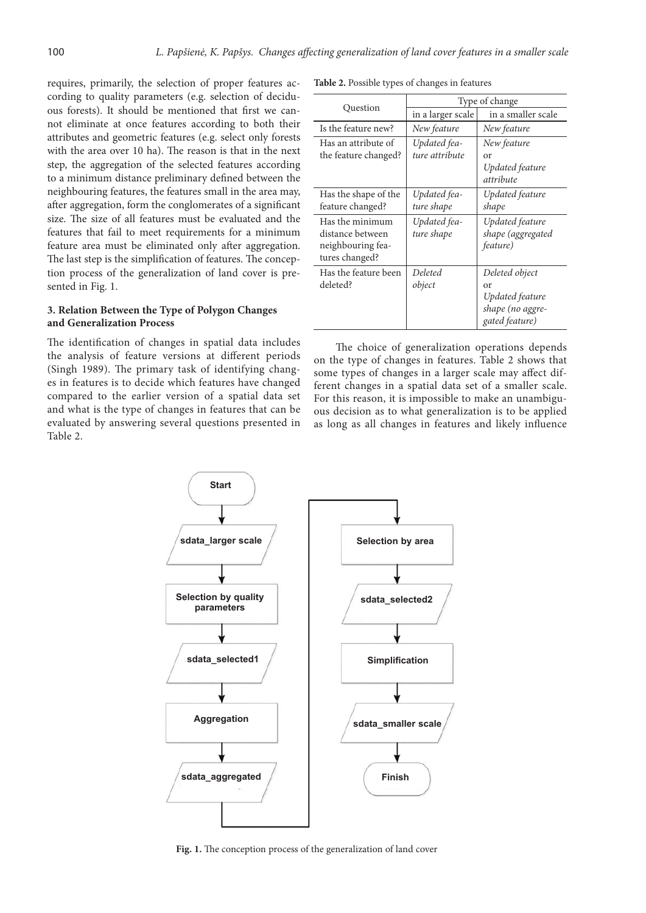requires, primarily, the selection of proper features according to quality parameters (e.g. selection of deciduous forests). It should be mentioned that first we cannot eliminate at once features according to both their attributes and geometric features (e.g. select only forests with the area over 10 ha). The reason is that in the next step, the aggregation of the selected features according to a minimum distance preliminary defined between the neighbouring features, the features small in the area may, after aggregation, form the conglomerates of a significant size. The size of all features must be evaluated and the features that fail to meet requirements for a minimum feature area must be eliminated only after aggregation. The last step is the simplification of features. The conception process of the generalization of land cover is presented in Fig. 1.

### 3. Relation Between the Type of Polygon Changes and Generalization Process

The identification of changes in spatial data includes the analysis of feature versions at different periods (Singh 1989). The primary task of identifying changes in features is to decide which features have changed compared to the earlier version of a spatial data set and what is the type of changes in features that can be evaluated by answering several questions presented in Table 2.

**Table 2.** Possible types of changes in features

| Question | Type of change | |
|---|---|---|
| | in a larger scale | in a smaller scale |
| Is the feature new? | *New feature* | *New feature* |
| Has an attribute of the feature changed? | *Updated feature attribute* | *New feature* or *Updated feature attribute* |
| Has the shape of the feature changed? | *Updated feature shape* | *Updated feature shape* |
| Has the minimum distance between neighbouring features changed? | *Updated feature shape* | *Updated feature shape (aggregated feature)* |
| Has the feature been deleted? | *Deleted object* | *Deleted object* or *Updated feature shape (no aggregated feature)* |

The choice of generalization operations depends on the type of changes in features. Table 2 shows that some types of changes in a larger scale may affect different changes in a spatial data set of a smaller scale. For this reason, it is impossible to make an unambiguous decision as to what generalization is to be applied as long as all changes in features and likely influence

Start → sdata_larger scale → Selection by quality parameters → sdata_selected1 → Aggregation → sdata_aggregated → Selection by area → sdata_selected2 → Simplification → sdata_smaller scale → Finish

**Fig. 1.** The conception process of the generalization of land cover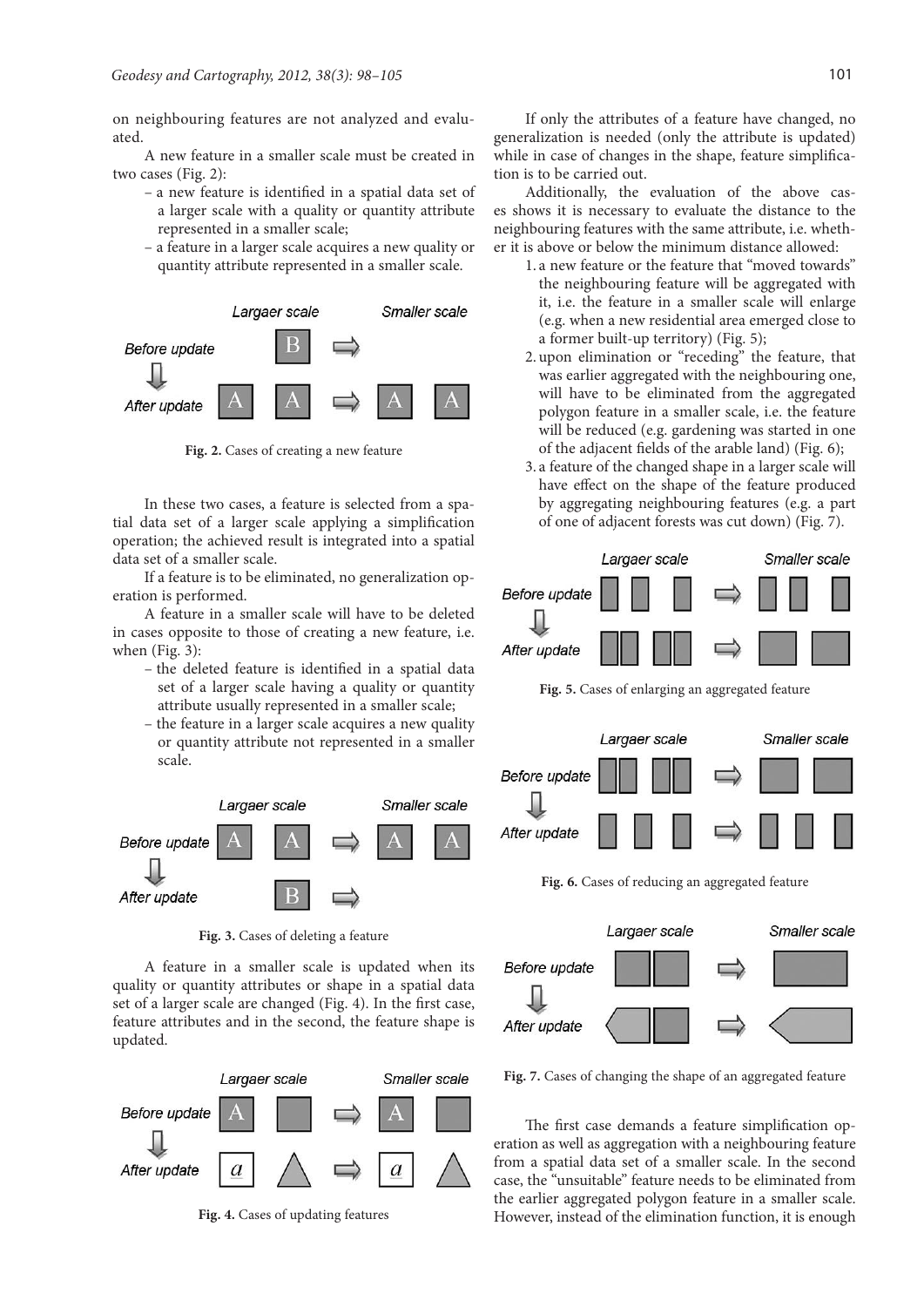on neighbouring features are not analyzed and evaluated.

A new feature in a smaller scale must be created in two cases (Fig. 2):

- a new feature is identified in a spatial data set of a larger scale with a quality or quantity attribute represented in a smaller scale;
- a feature in a larger scale acquires a new quality or quantity attribute represented in a smaller scale.

**Fig. 2.** Cases of creating a new feature

In these two cases, a feature is selected from a spatial data set of a larger scale applying a simplification operation; the achieved result is integrated into a spatial data set of a smaller scale.

If a feature is to be eliminated, no generalization operation is performed.

A feature in a smaller scale will have to be deleted in cases opposite to those of creating a new feature, i.e. when (Fig. 3):

- the deleted feature is identified in a spatial data set of a larger scale having a quality or quantity attribute usually represented in a smaller scale;
- the feature in a larger scale acquires a new quality or quantity attribute not represented in a smaller scale.

**Fig. 3.** Cases of deleting a feature

A feature in a smaller scale is updated when its quality or quantity attributes or shape in a spatial data set of a larger scale are changed (Fig. 4). In the first case, feature attributes and in the second, the feature shape is updated.

**Fig. 4.** Cases of updating features

If only the attributes of a feature have changed, no generalization is needed (only the attribute is updated) while in case of changes in the shape, feature simplification is to be carried out.

Additionally, the evaluation of the above cases shows it is necessary to evaluate the distance to the neighbouring features with the same attribute, i.e. whether it is above or below the minimum distance allowed:

1. a new feature or the feature that "moved towards" the neighbouring feature will be aggregated with it, i.e. the feature in a smaller scale will enlarge (e.g. when a new residential area emerged close to a former built-up territory) (Fig. 5);
2. upon elimination or "receding" the feature, that was earlier aggregated with the neighbouring one, will have to be eliminated from the aggregated polygon feature in a smaller scale, i.e. the feature will be reduced (e.g. gardening was started in one of the adjacent fields of the arable land) (Fig. 6);
3. a feature of the changed shape in a larger scale will have effect on the shape of the feature produced by aggregating neighbouring features (e.g. a part of one of adjacent forests was cut down) (Fig. 7).

**Fig. 5.** Cases of enlarging an aggregated feature

**Fig. 6.** Cases of reducing an aggregated feature

**Fig. 7.** Cases of changing the shape of an aggregated feature

The first case demands a feature simplification operation as well as aggregation with a neighbouring feature from a spatial data set of a smaller scale. In the second case, the "unsuitable" feature needs to be eliminated from the earlier aggregated polygon feature in a smaller scale. However, instead of the elimination function, it is enough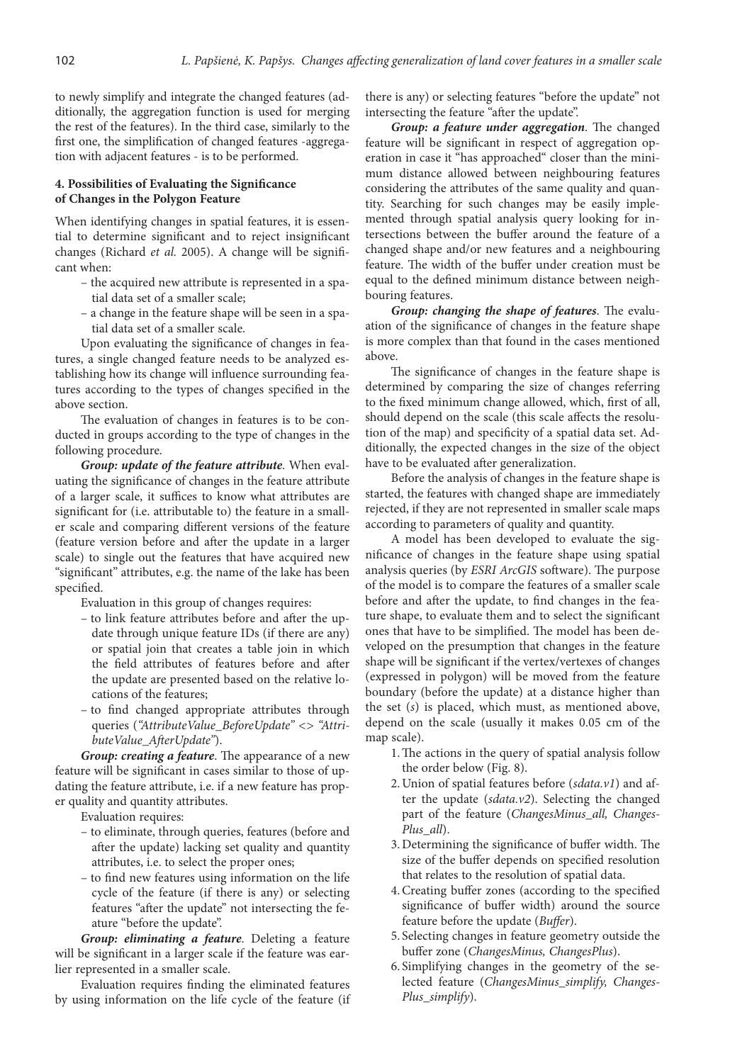to newly simplify and integrate the changed features (additionally, the aggregation function is used for merging the rest of the features). In the third case, similarly to the first one, the simplification of changed features -aggregation with adjacent features - is to be performed.

## 4. Possibilities of Evaluating the Significance of Changes in the Polygon Feature

When identifying changes in spatial features, it is essential to determine significant and to reject insignificant changes (Richard *et al.* 2005). A change will be significant when:

– the acquired new attribute is represented in a spatial data set of a smaller scale;

– a change in the feature shape will be seen in a spatial data set of a smaller scale.

Upon evaluating the significance of changes in features, a single changed feature needs to be analyzed establishing how its change will influence surrounding features according to the types of changes specified in the above section.

The evaluation of changes in features is to be conducted in groups according to the type of changes in the following procedure.

***Group: update of the feature attribute***. When evaluating the significance of changes in the feature attribute of a larger scale, it suffices to know what attributes are significant for (i.e. attributable to) the feature in a smaller scale and comparing different versions of the feature (feature version before and after the update in a larger scale) to single out the features that have acquired new "significant" attributes, e.g. the name of the lake has been specified.

Evaluation in this group of changes requires:

– to link feature attributes before and after the update through unique feature IDs (if there are any) or spatial join that creates a table join in which the field attributes of features before and after the update are presented based on the relative locations of the features;

– to find changed appropriate attributes through queries (*"AttributeValue_BeforeUpdate" <> "AttributeValue_AfterUpdate"*).

***Group: creating a feature***. The appearance of a new feature will be significant in cases similar to those of updating the feature attribute, i.e. if a new feature has proper quality and quantity attributes.

Evaluation requires:

– to eliminate, through queries, features (before and after the update) lacking set quality and quantity attributes, i.e. to select the proper ones;

– to find new features using information on the life cycle of the feature (if there is any) or selecting features "after the update" not intersecting the feature "before the update".

***Group: eliminating a feature***. Deleting a feature will be significant in a larger scale if the feature was earlier represented in a smaller scale.

Evaluation requires finding the eliminated features by using information on the life cycle of the feature (if there is any) or selecting features "before the update" not intersecting the feature "after the update".

***Group: a feature under aggregation***. The changed feature will be significant in respect of aggregation operation in case it "has approached" closer than the minimum distance allowed between neighbouring features considering the attributes of the same quality and quantity. Searching for such changes may be easily implemented through spatial analysis query looking for intersections between the buffer around the feature of a changed shape and/or new features and a neighbouring feature. The width of the buffer under creation must be equal to the defined minimum distance between neighbouring features.

***Group: changing the shape of features***. The evaluation of the significance of changes in the feature shape is more complex than that found in the cases mentioned above.

The significance of changes in the feature shape is determined by comparing the size of changes referring to the fixed minimum change allowed, which, first of all, should depend on the scale (this scale affects the resolution of the map) and specificity of a spatial data set. Additionally, the expected changes in the size of the object have to be evaluated after generalization.

Before the analysis of changes in the feature shape is started, the features with changed shape are immediately rejected, if they are not represented in smaller scale maps according to parameters of quality and quantity.

A model has been developed to evaluate the significance of changes in the feature shape using spatial analysis queries (by *ESRI ArcGIS* software). The purpose of the model is to compare the features of a smaller scale before and after the update, to find changes in the feature shape, to evaluate them and to select the significant ones that have to be simplified. The model has been developed on the presumption that changes in the feature shape will be significant if the vertex/vertexes of changes (expressed in polygon) will be moved from the feature boundary (before the update) at a distance higher than the set ($s$) is placed, which must, as mentioned above, depend on the scale (usually it makes 0.05 cm of the map scale).

1. The actions in the query of spatial analysis follow the order below (Fig. 8).
2. Union of spatial features before (*sdata.v1*) and after the update (*sdata.v2*). Selecting the changed part of the feature (*ChangesMinus_all, ChangesPlus_all*).
3. Determining the significance of buffer width. The size of the buffer depends on specified resolution that relates to the resolution of spatial data.
4. Creating buffer zones (according to the specified significance of buffer width) around the source feature before the update (*Buffer*).
5. Selecting changes in feature geometry outside the buffer zone (*ChangesMinus, ChangesPlus*).
6. Simplifying changes in the geometry of the selected feature (*ChangesMinus_simplify, ChangesPlus_simplify*).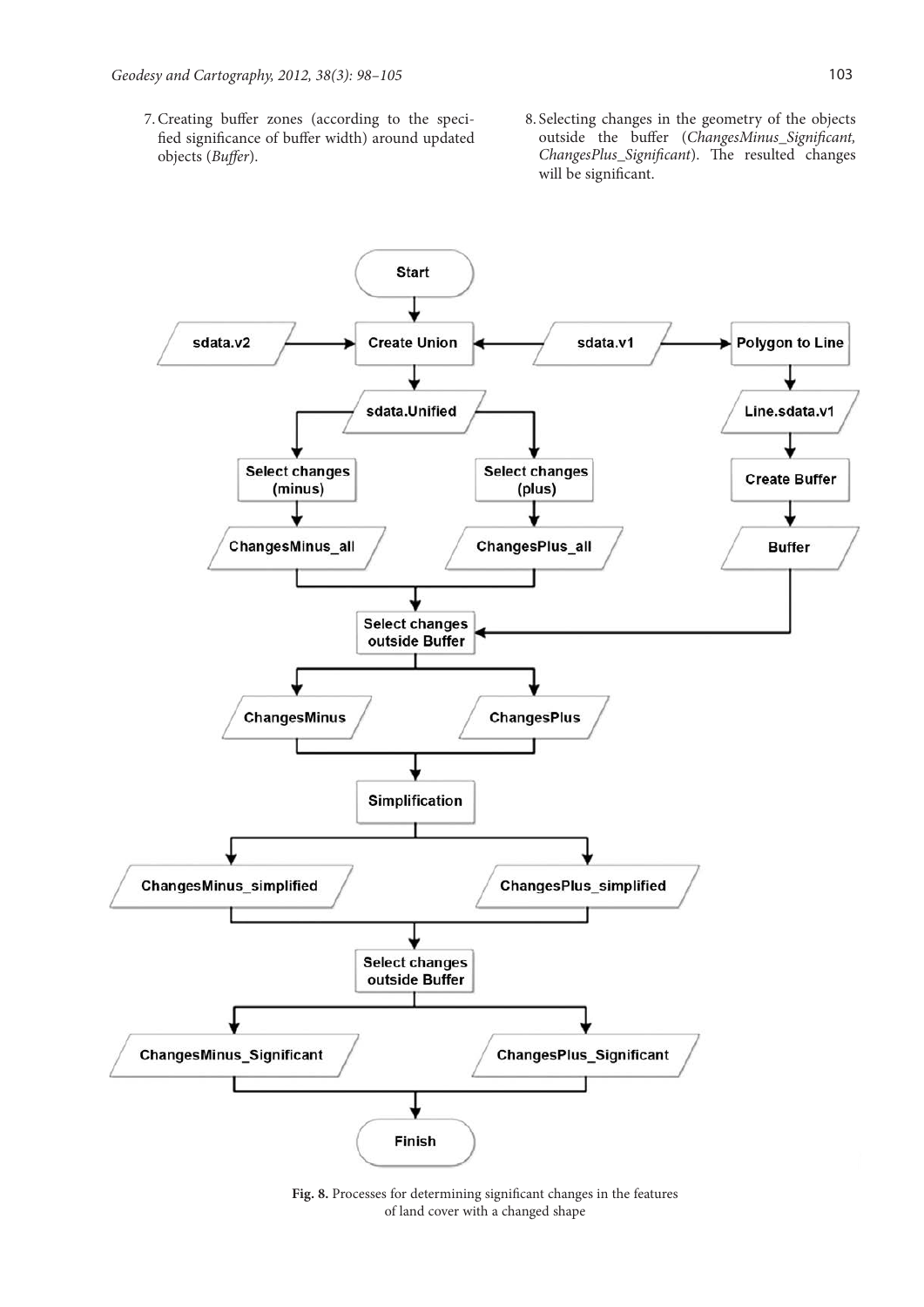7. Creating buffer zones (according to the specified significance of buffer width) around updated objects (*Buffer*).

8. Selecting changes in the geometry of the objects outside the buffer (*ChangesMinus_Significant, ChangesPlus_Significant*). The resulted changes will be significant.

**Fig. 8.** Processes for determining significant changes in the features of land cover with a changed shape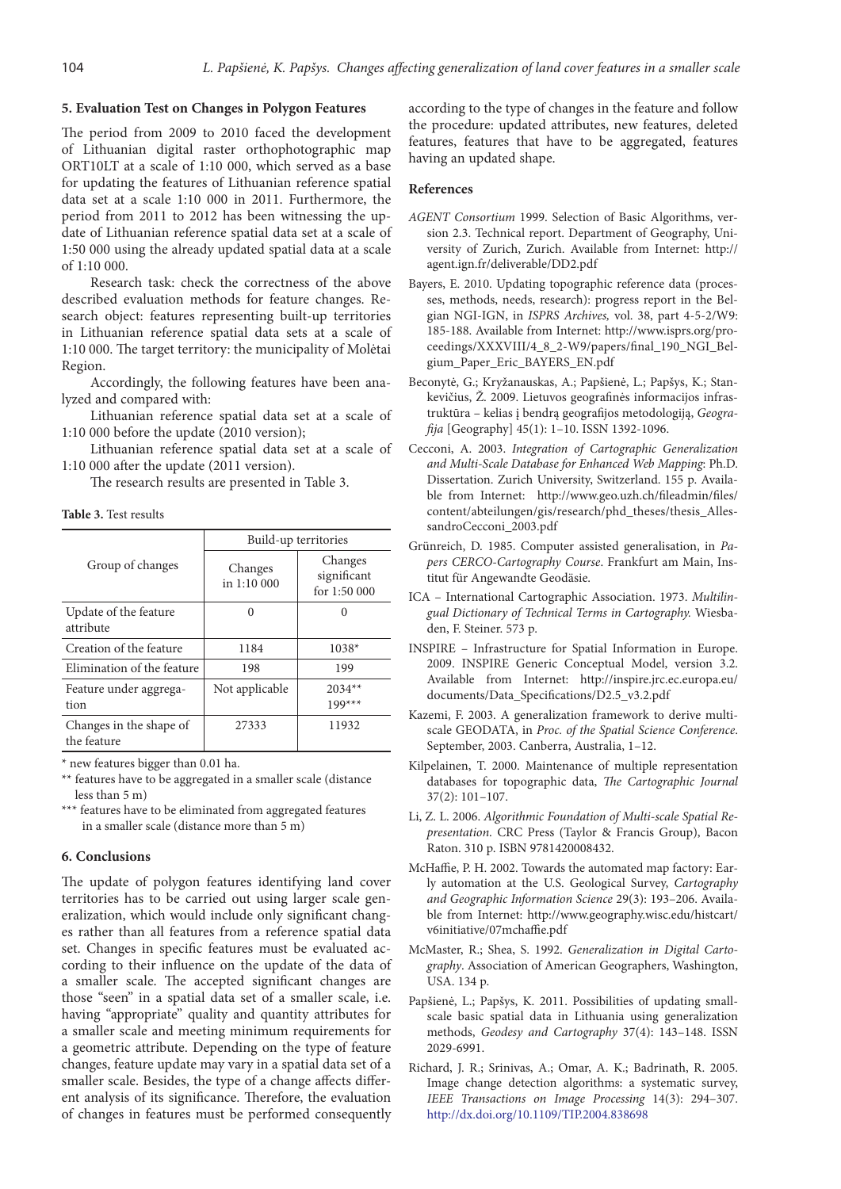## 5. Evaluation Test on Changes in Polygon Features

The period from 2009 to 2010 faced the development of Lithuanian digital raster orthophotographic map ORT10LT at a scale of 1:10 000, which served as a base for updating the features of Lithuanian reference spatial data set at a scale 1:10 000 in 2011. Furthermore, the period from 2011 to 2012 has been witnessing the update of Lithuanian reference spatial data set at a scale of 1:50 000 using the already updated spatial data at a scale of 1:10 000.

Research task: check the correctness of the above described evaluation methods for feature changes. Research object: features representing built-up territories in Lithuanian reference spatial data sets at a scale of 1:10 000. The target territory: the municipality of Molėtai Region.

Accordingly, the following features have been analyzed and compared with:

Lithuanian reference spatial data set at a scale of 1:10 000 before the update (2010 version);

Lithuanian reference spatial data set at a scale of 1:10 000 after the update (2011 version).

The research results are presented in Table 3.

**Table 3.** Test results

| Group of changes | Build-up territories | |
|---|---|---|
| | Changes in 1:10 000 | Changes significant for 1:50 000 |
| Update of the feature attribute | 0 | 0 |
| Creation of the feature | 1184 | 1038* |
| Elimination of the feature | 198 | 199 |
| Feature under aggregation | Not applicable | 2034** 199*** |
| Changes in the shape of the feature | 27333 | 11932 |

\* new features bigger than 0.01 ha.

\*\* features have to be aggregated in a smaller scale (distance less than 5 m)

\*\*\* features have to be eliminated from aggregated features in a smaller scale (distance more than 5 m)

## 6. Conclusions

The update of polygon features identifying land cover territories has to be carried out using larger scale generalization, which would include only significant changes rather than all features from a reference spatial data set. Changes in specific features must be evaluated according to their influence on the update of the data of a smaller scale. The accepted significant changes are those "seen" in a spatial data set of a smaller scale, i.e. having "appropriate" quality and quantity attributes for a smaller scale and meeting minimum requirements for a geometric attribute. Depending on the type of feature changes, feature update may vary in a spatial data set of a smaller scale. Besides, the type of a change affects different analysis of its significance. Therefore, the evaluation of changes in features must be performed consequently according to the type of changes in the feature and follow the procedure: updated attributes, new features, deleted features, features that have to be aggregated, features having an updated shape.

## References

*AGENT Consortium* 1999. Selection of Basic Algorithms, version 2.3. Technical report. Department of Geography, University of Zurich, Zurich. Available from Internet: http://agent.ign.fr/deliverable/DD2.pdf

Bayers, E. 2010. Updating topographic reference data (processes, methods, needs, research): progress report in the Belgian NGI-IGN, in *ISPRS Archives,* vol. 38, part 4-5-2/W9: 185-188. Available from Internet: http://www.isprs.org/proceedings/XXXVIII/4_8_2-W9/papers/final_190_NGI_Belgium_Paper_Eric_BAYERS_EN.pdf

Beconytė, G.; Kryžanauskas, A.; Papšienė, L.; Papšys, K.; Stankevičius, Ž. 2009. Lietuvos geografinės informacijos infrastruktūra – kelias į bendrą geografijos metodologiją, *Geografija* [Geography] 45(1): 1–10. ISSN 1392-1096.

Cecconi, A. 2003. *Integration of Cartographic Generalization and Multi-Scale Database for Enhanced Web Mapping*: Ph.D. Dissertation. Zurich University, Switzerland. 155 p. Available from Internet: http://www.geo.uzh.ch/fileadmin/files/content/abteilungen/gis/research/phd_theses/thesis_AllessandroCecconi_2003.pdf

Grünreich, D. 1985. Computer assisted generalisation, in *Papers CERCO-Cartography Course*. Frankfurt am Main, Institut für Angewandte Geodäsie.

ICA – International Cartographic Association. 1973. *Multilingual Dictionary of Technical Terms in Cartography.* Wiesbaden, F. Steiner. 573 p.

INSPIRE – Infrastructure for Spatial Information in Europe. 2009. INSPIRE Generic Conceptual Model, version 3.2. Available from Internet: http://inspire.jrc.ec.europa.eu/documents/Data_Specifications/D2.5_v3.2.pdf

Kazemi, F. 2003. A generalization framework to derive multiscale GEODATA, in *Proc. of the Spatial Science Conference*. September, 2003. Canberra, Australia, 1–12.

Kilpelainen, T. 2000. Maintenance of multiple representation databases for topographic data, *The Cartographic Journal* 37(2): 101–107.

Li, Z. L. 2006. *Algorithmic Foundation of Multi-scale Spatial Representation*. CRC Press (Taylor & Francis Group), Bacon Raton. 310 p. ISBN 9781420008432.

McHaffie, P. H. 2002. Towards the automated map factory: Early automation at the U.S. Geological Survey, *Cartography and Geographic Information Science* 29(3): 193–206. Available from Internet: http://www.geography.wisc.edu/histcart/v6initiative/07mchaffie.pdf

McMaster, R.; Shea, S. 1992. *Generalization in Digital Cartography*. Association of American Geographers, Washington, USA. 134 p.

Papšienė, L.; Papšys, K. 2011. Possibilities of updating small-scale basic spatial data in Lithuania using generalization methods, *Geodesy and Cartography* 37(4): 143–148. ISSN 2029-6991.

Richard, J. R.; Srinivas, A.; Omar, A. K.; Badrinath, R. 2005. Image change detection algorithms: a systematic survey, *IEEE Transactions on Image Processing* 14(3): 294–307. http://dx.doi.org/10.1109/TIP.2004.838698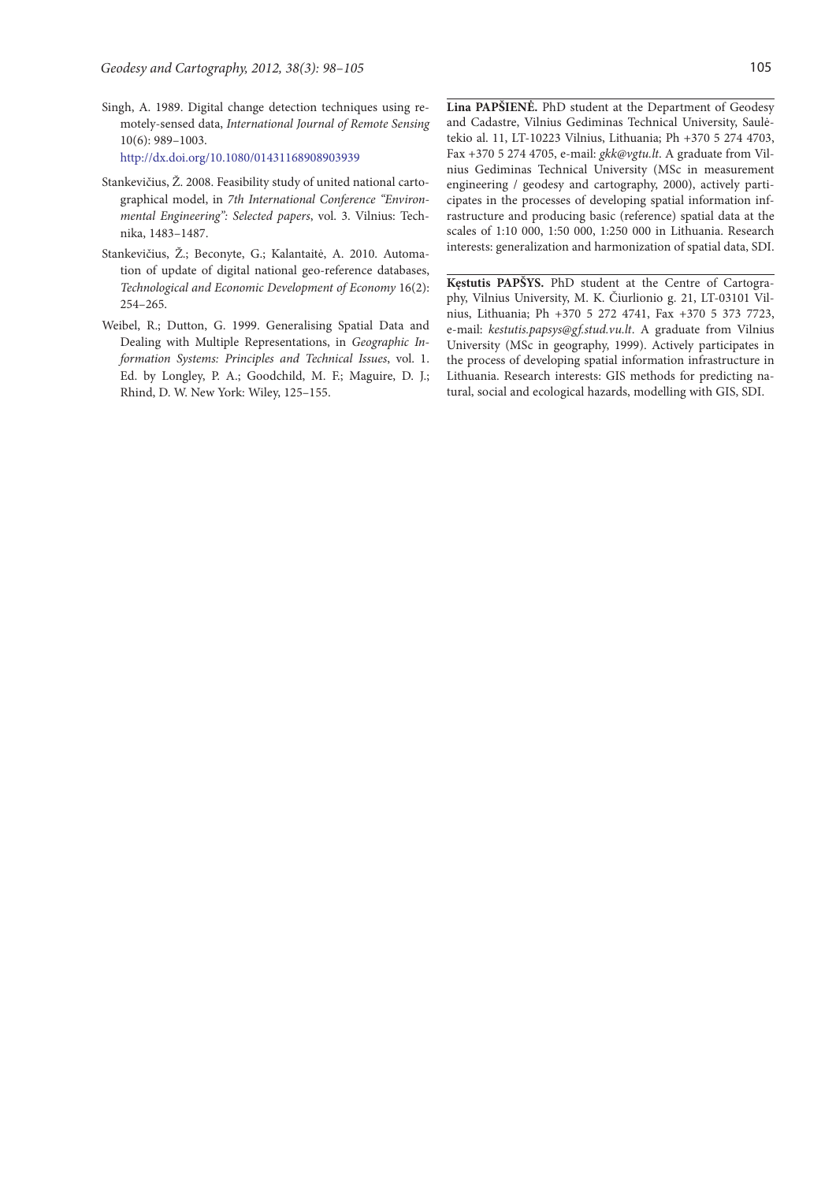Singh, A. 1989. Digital change detection techniques using remotely-sensed data, *International Journal of Remote Sensing* 10(6): 989–1003. http://dx.doi.org/10.1080/01431168908903939

Stankevičius, Ž. 2008. Feasibility study of united national cartographical model, in *7th International Conference "Environmental Engineering": Selected papers*, vol. 3. Vilnius: Technika, 1483–1487.

Stankevičius, Ž.; Beconyte, G.; Kalantaitė, A. 2010. Automation of update of digital national geo-reference databases, *Technological and Economic Development of Economy* 16(2): 254–265.

Weibel, R.; Dutton, G. 1999. Generalising Spatial Data and Dealing with Multiple Representations, in *Geographic Information Systems: Principles and Technical Issues*, vol. 1. Ed. by Longley, P. A.; Goodchild, M. F.; Maguire, D. J.; Rhind, D. W. New York: Wiley, 125–155.

---

**Lina PAPŠIENĖ.** PhD student at the Department of Geodesy and Cadastre, Vilnius Gediminas Technical University, Saulėtekio al. 11, LT-10223 Vilnius, Lithuania; Ph +370 5 274 4703, Fax +370 5 274 4705, e-mail: *gkk@vgtu.lt*. A graduate from Vilnius Gediminas Technical University (MSc in measurement engineering / geodesy and cartography, 2000), actively participates in the processes of developing spatial information infrastructure and producing basic (reference) spatial data at the scales of 1:10 000, 1:50 000, 1:250 000 in Lithuania. Research interests: generalization and harmonization of spatial data, SDI.

---

**Kęstutis PAPŠYS.** PhD student at the Centre of Cartography, Vilnius University, M. K. Čiurlionio g. 21, LT-03101 Vilnius, Lithuania; Ph +370 5 272 4741, Fax +370 5 373 7723, e-mail: *kestutis.papsys@gf.stud.vu.lt*. A graduate from Vilnius University (MSc in geography, 1999). Actively participates in the process of developing spatial information infrastructure in Lithuania. Research interests: GIS methods for predicting natural, social and ecological hazards, modelling with GIS, SDI.